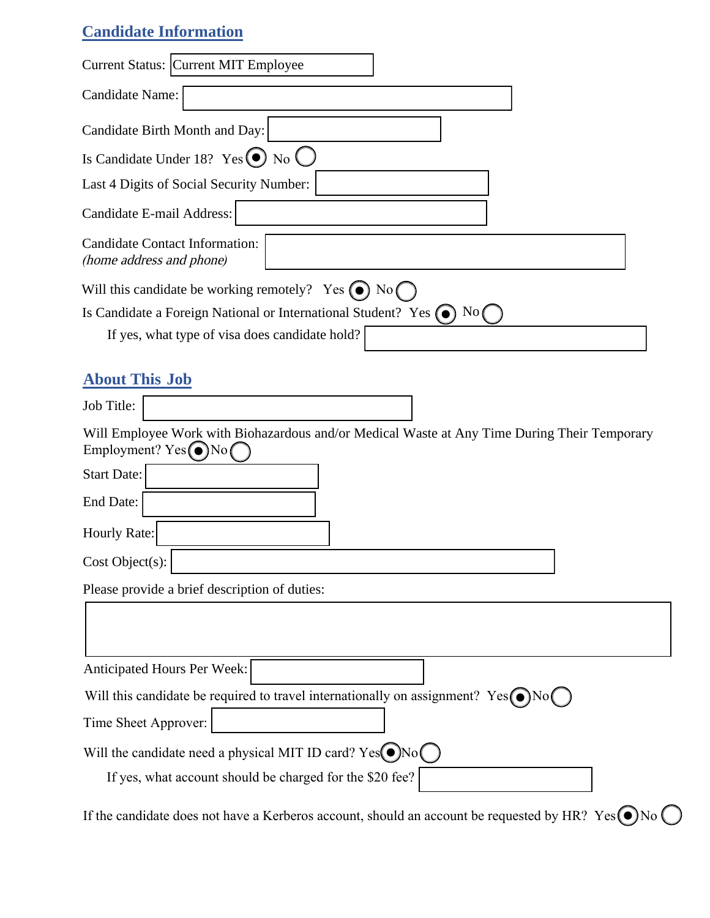## Candidate Information

Current Status: Current MIT Employee

Candidate Name:

Candidate Birth Month and Day:

Is Candidate Under 18? Yes (●) No ( )

Last 4 Digits of Social Security Number:

Candidate E-mail Address:

Candidate Contact Information:
*(home address and phone)*

Will this candidate be working remotely? Yes (●) No ( )

Is Candidate a Foreign National or International Student? Yes (●) No ( )

If yes, what type of visa does candidate hold?

## About This Job

Job Title:

Will Employee Work with Biohazardous and/or Medical Waste at Any Time During Their Temporary Employment? Yes (●) No ( )

Start Date:

End Date:

Hourly Rate:

Cost Object(s):

Please provide a brief description of duties:

Anticipated Hours Per Week:

Will this candidate be required to travel internationally on assignment? Yes (●) No ( )

Time Sheet Approver:

Will the candidate need a physical MIT ID card? Yes (●) No ( )

If yes, what account should be charged for the $20 fee?

If the candidate does not have a Kerberos account, should an account be requested by HR? Yes (●) No ( )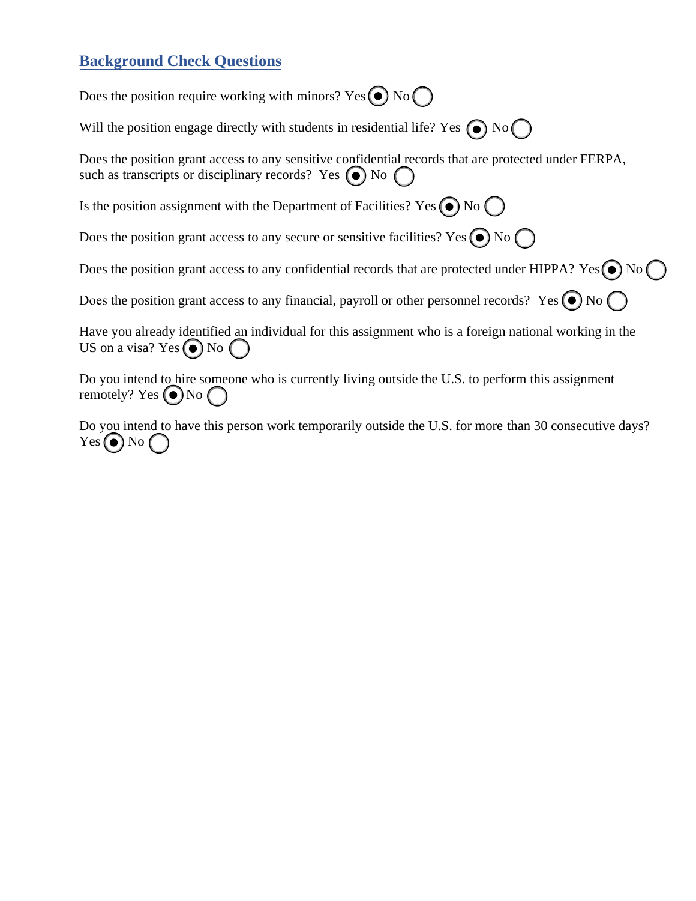## Background Check Questions

Does the position require working with minors? Yes ◉ No ◯

Will the position engage directly with students in residential life? Yes ◉ No ◯

Does the position grant access to any sensitive confidential records that are protected under FERPA, such as transcripts or disciplinary records? Yes ◉ No ◯

Is the position assignment with the Department of Facilities? Yes ◉ No ◯

Does the position grant access to any secure or sensitive facilities? Yes ◉ No ◯

Does the position grant access to any confidential records that are protected under HIPPA? Yes ◉ No ◯

Does the position grant access to any financial, payroll or other personnel records? Yes ◉ No ◯

Have you already identified an individual for this assignment who is a foreign national working in the US on a visa? Yes ◉ No ◯

Do you intend to hire someone who is currently living outside the U.S. to perform this assignment remotely? Yes ◉ No ◯

Do you intend to have this person work temporarily outside the U.S. for more than 30 consecutive days? Yes ◉ No ◯